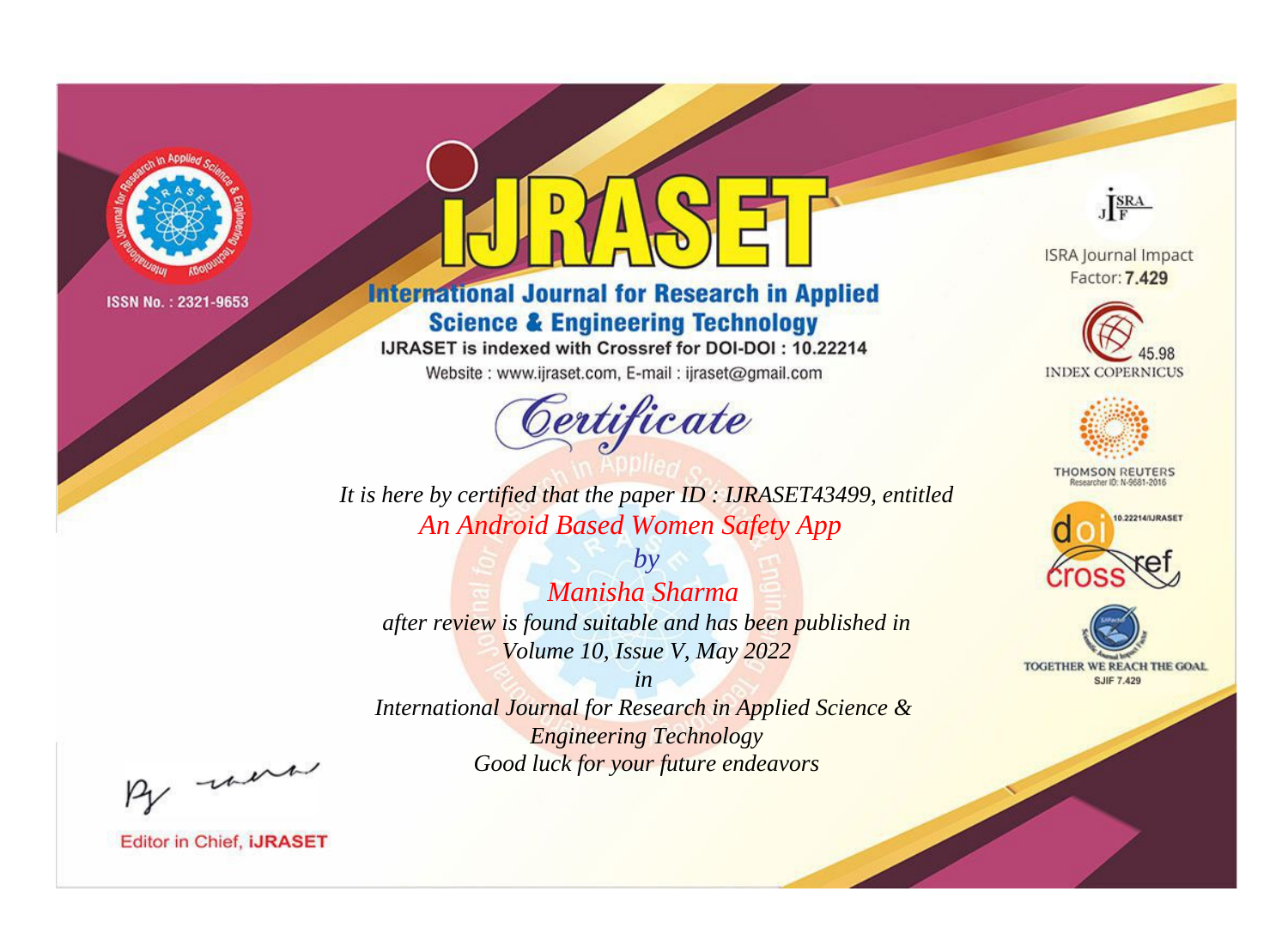ISSN No. : 2321-9653

# iJRASET

## International Journal for Research in Applied Science & Engineering Technology

IJRASET is indexed with Crossref for DOI-DOI : 10.22214

Website : www.ijraset.com, E-mail : ijraset@gmail.com

ISRA Journal Impact Factor: **7.429**

45.98 INDEX COPERNICUS

THOMSON REUTERS Researcher ID: N-9681-2016

10.22214/IJRASET

TOGETHER WE REACH THE GOAL SJIF 7.429

# *Certificate*

*It is here by certified that the paper ID : IJRASET43499, entitled*

*An Android Based Women Safety App*

*by*

*Manisha Sharma*

*after review is found suitable and has been published in*

*Volume 10, Issue V, May 2022*

*in*

*International Journal for Research in Applied Science & Engineering Technology*

*Good luck for your future endeavors*

Editor in Chief, **iJRASET**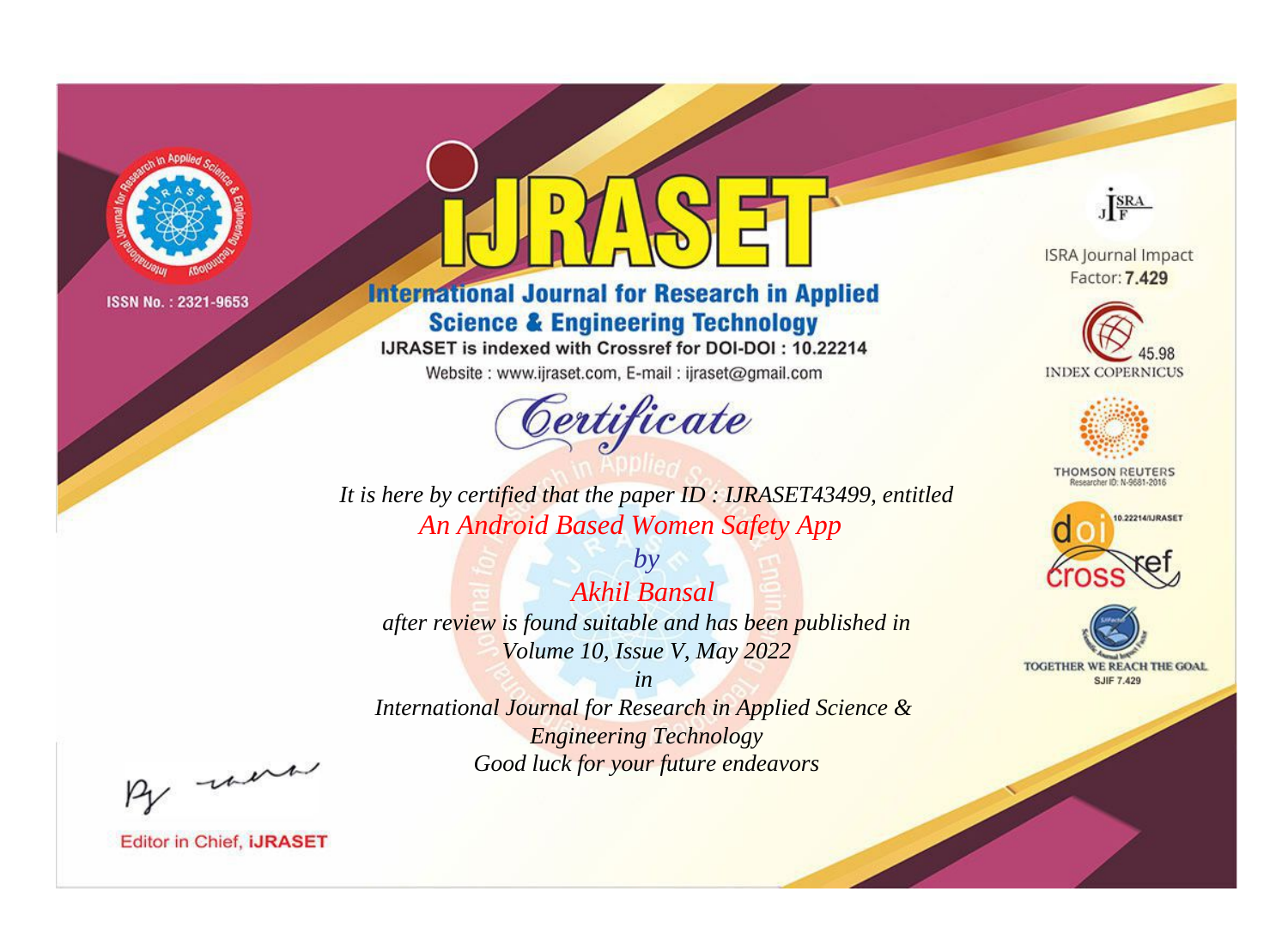ISSN No. : 2321-9653

# iJRASET

## International Journal for Research in Applied Science & Engineering Technology

IJRASET is indexed with Crossref for DOI-DOI : 10.22214

Website : www.ijraset.com, E-mail : ijraset@gmail.com

ISRA Journal Impact Factor: **7.429**

45.98 INDEX COPERNICUS

THOMSON REUTERS Researcher ID: N-9681-2016

10.22214/IJRASET

TOGETHER WE REACH THE GOAL SJIF 7.429

*Certificate*

*It is here by certified that the paper ID : IJRASET43499, entitled*

*An Android Based Women Safety App*

*by*

*Akhil Bansal*

*after review is found suitable and has been published in*

*Volume 10, Issue V, May 2022*

*in*

*International Journal for Research in Applied Science & Engineering Technology*

*Good luck for your future endeavors*

Editor in Chief, **iJRASET**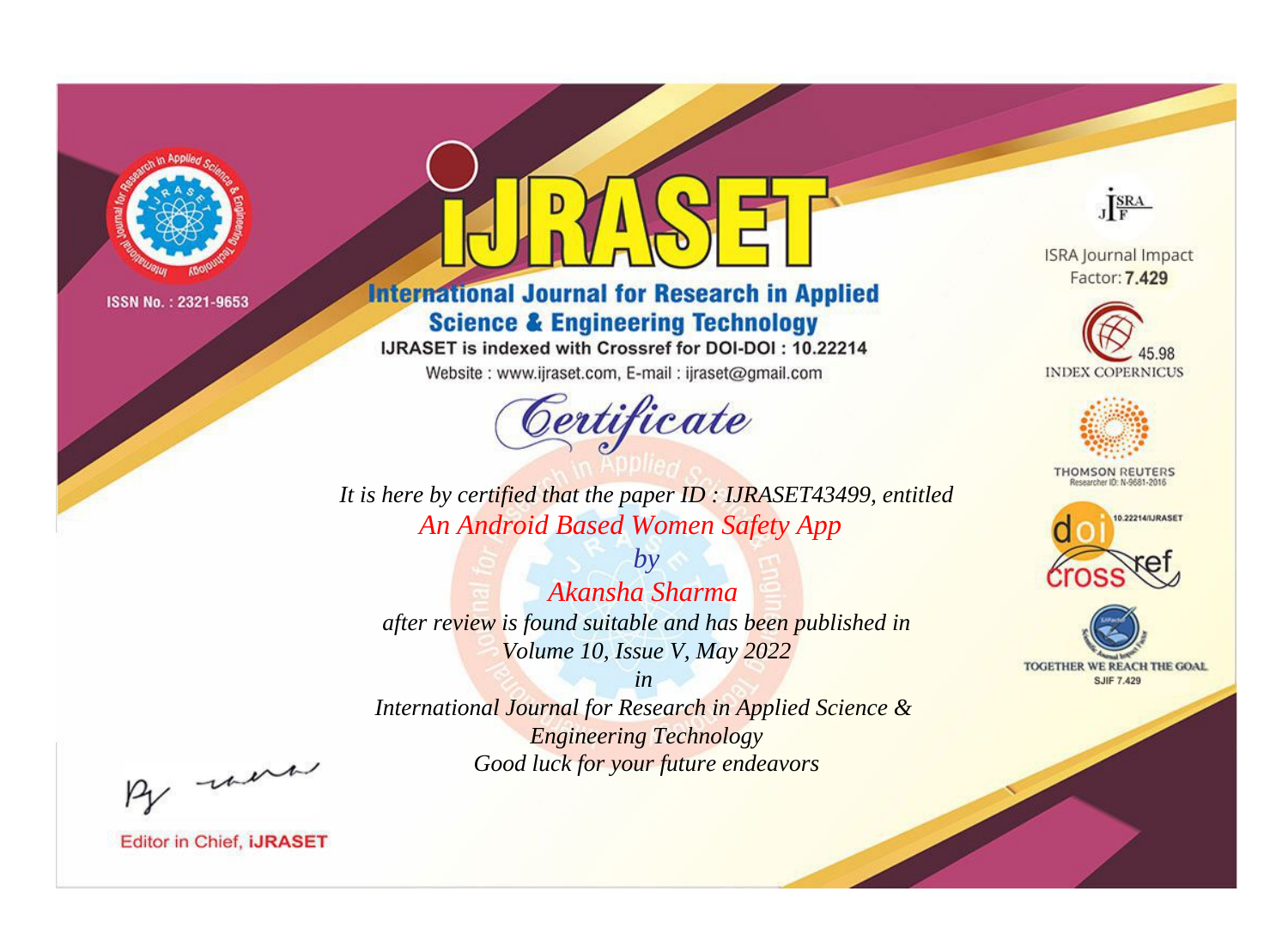ISSN No. : 2321-9653

# IJRASET

## International Journal for Research in Applied Science & Engineering Technology

IJRASET is indexed with Crossref for DOI-DOI : 10.22214

Website : www.ijraset.com, E-mail : ijraset@gmail.com

# *Certificate*

*It is here by certified that the paper ID : IJRASET43499, entitled*

*An Android Based Women Safety App*

*by*

*Akansha Sharma*

*after review is found suitable and has been published in*

*Volume 10, Issue V, May 2022*

*in*

*International Journal for Research in Applied Science & Engineering Technology*

*Good luck for your future endeavors*

ISRA Journal Impact Factor: **7.429**

45.98 INDEX COPERNICUS

THOMSON REUTERS Researcher ID: N-9681-2016

10.22214/IJRASET

TOGETHER WE REACH THE GOAL SJIF 7.429

Editor in Chief, **iJRASET**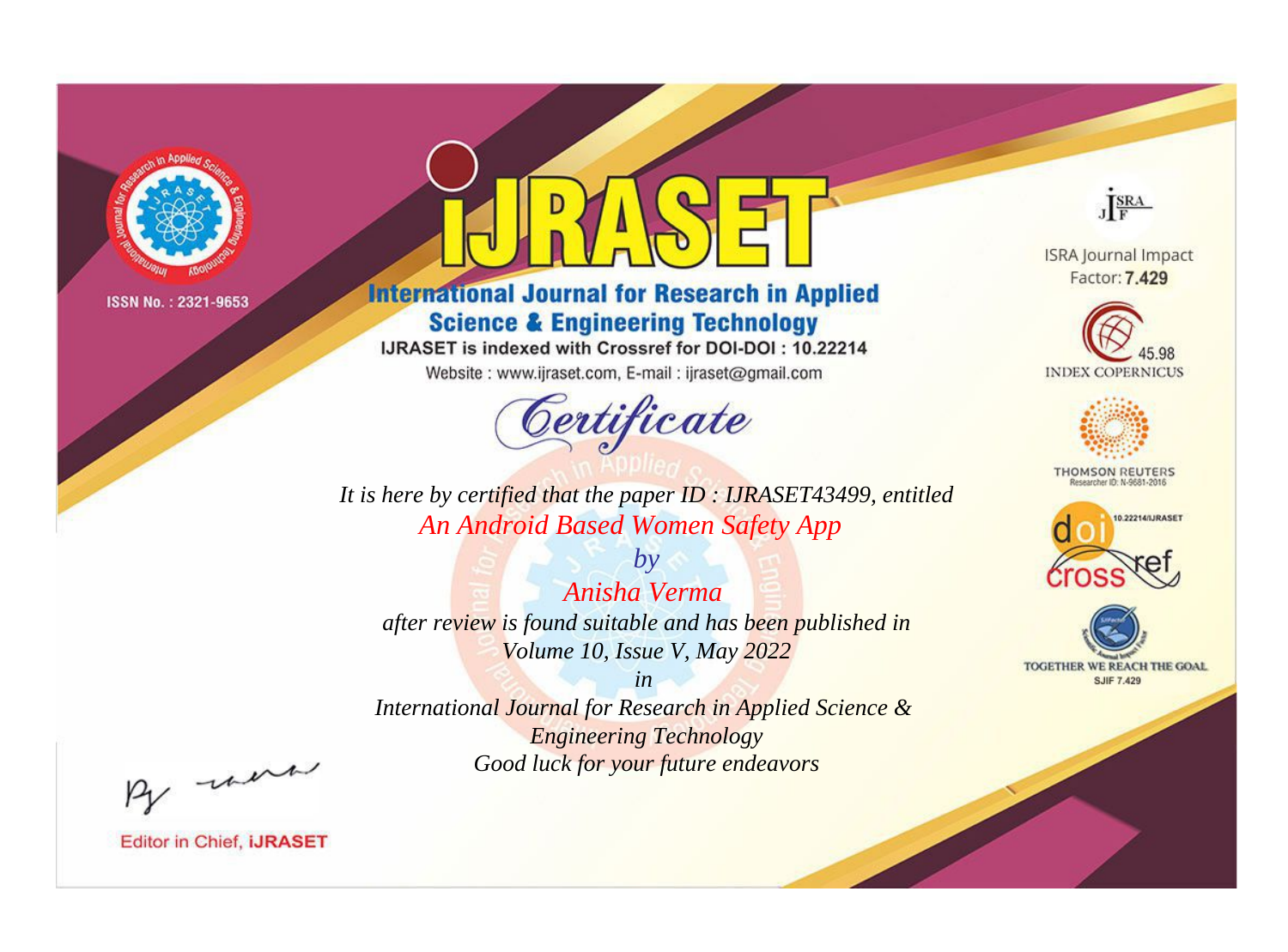ISSN No. : 2321-9653

# IJRASET

## International Journal for Research in Applied Science & Engineering Technology

IJRASET is indexed with Crossref for DOI-DOI : 10.22214

Website : www.ijraset.com, E-mail : ijraset@gmail.com

ISRA Journal Impact Factor: **7.429**

45.98 INDEX COPERNICUS

THOMSON REUTERS Researcher ID: N-9681-2016

10.22214/IJRASET

TOGETHER WE REACH THE GOAL SJIF 7.429

*Certificate*

*It is here by certified that the paper ID : IJRASET43499, entitled*

*An Android Based Women Safety App*

*by*

*Anisha Verma*

*after review is found suitable and has been published in*

*Volume 10, Issue V, May 2022*

*in*

*International Journal for Research in Applied Science & Engineering Technology*

*Good luck for your future endeavors*

Editor in Chief, **iJRASET**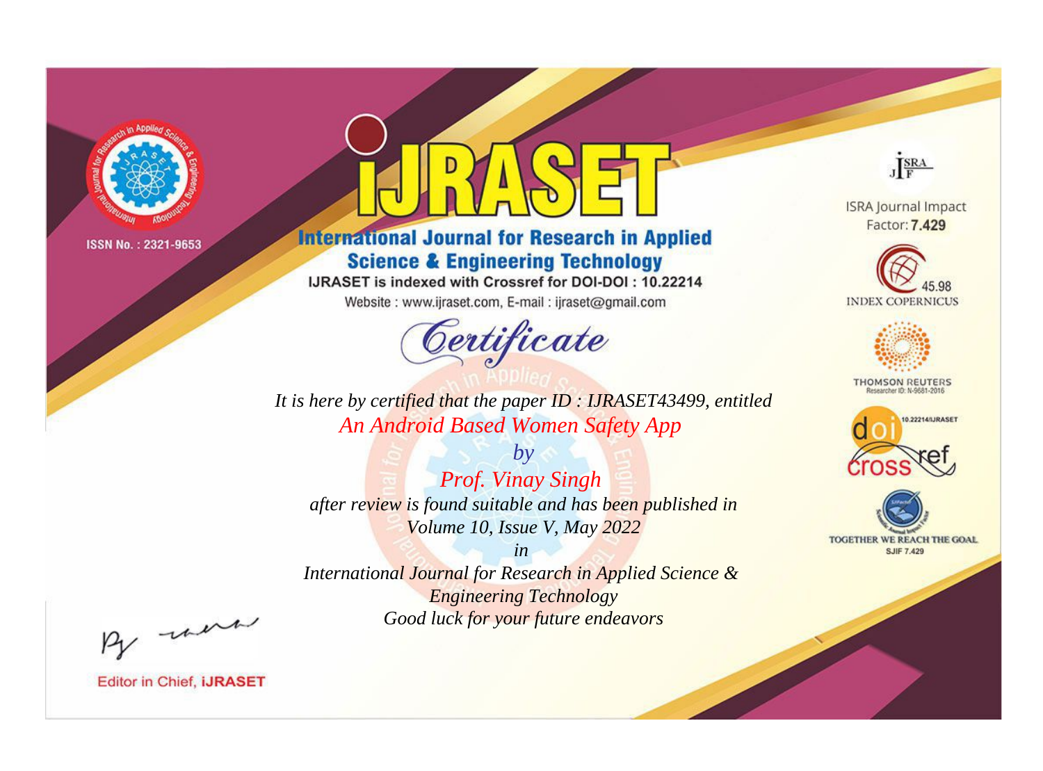ISSN No. : 2321-9653

# iJRASET

## International Journal for Research in Applied Science & Engineering Technology

IJRASET is indexed with Crossref for DOI-DOI : 10.22214

Website : www.ijraset.com, E-mail : ijraset@gmail.com

ISRA Journal Impact Factor: **7.429**

45.98 INDEX COPERNICUS

THOMSON REUTERS Researcher ID: N-9681-2016

10.22214/IJRASET

TOGETHER WE REACH THE GOAL SJIF 7.429

*Certificate*

*It is here by certified that the paper ID : IJRASET43499, entitled*

*An Android Based Women Safety App*

*by*

*Prof. Vinay Singh*

*after review is found suitable and has been published in*

*Volume 10, Issue V, May 2022*

*in*

*International Journal for Research in Applied Science & Engineering Technology*

*Good luck for your future endeavors*

Editor in Chief, **iJRASET**